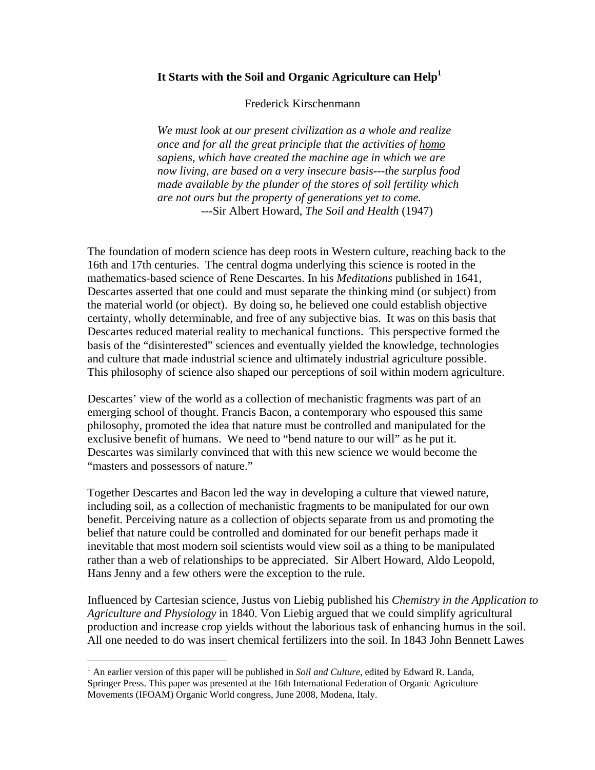# It Starts with the Soil and Organic Agriculture can Help[1]

Frederick Kirschenmann

> *We must look at our present civilization as a whole and realize once and for all the great principle that the activities of homo sapiens, which have created the machine age in which we are now living, are based on a very insecure basis---the surplus food made available by the plunder of the stores of soil fertility which are not ours but the property of generations yet to come.*
>
> ---Sir Albert Howard, *The Soil and Health* (1947)

The foundation of modern science has deep roots in Western culture, reaching back to the 16th and 17th centuries. The central dogma underlying this science is rooted in the mathematics-based science of Rene Descartes. In his *Meditations* published in 1641, Descartes asserted that one could and must separate the thinking mind (or subject) from the material world (or object). By doing so, he believed one could establish objective certainty, wholly determinable, and free of any subjective bias. It was on this basis that Descartes reduced material reality to mechanical functions. This perspective formed the basis of the "disinterested" sciences and eventually yielded the knowledge, technologies and culture that made industrial science and ultimately industrial agriculture possible. This philosophy of science also shaped our perceptions of soil within modern agriculture.

Descartes' view of the world as a collection of mechanistic fragments was part of an emerging school of thought. Francis Bacon, a contemporary who espoused this same philosophy, promoted the idea that nature must be controlled and manipulated for the exclusive benefit of humans. We need to "bend nature to our will" as he put it. Descartes was similarly convinced that with this new science we would become the "masters and possessors of nature."

Together Descartes and Bacon led the way in developing a culture that viewed nature, including soil, as a collection of mechanistic fragments to be manipulated for our own benefit. Perceiving nature as a collection of objects separate from us and promoting the belief that nature could be controlled and dominated for our benefit perhaps made it inevitable that most modern soil scientists would view soil as a thing to be manipulated rather than a web of relationships to be appreciated. Sir Albert Howard, Aldo Leopold, Hans Jenny and a few others were the exception to the rule.

Influenced by Cartesian science, Justus von Liebig published his *Chemistry in the Application to Agriculture and Physiology* in 1840. Von Liebig argued that we could simplify agricultural production and increase crop yields without the laborious task of enhancing humus in the soil. All one needed to do was insert chemical fertilizers into the soil. In 1843 John Bennett Lawes

---

[1] An earlier version of this paper will be published in *Soil and Culture*, edited by Edward R. Landa, Springer Press. This paper was presented at the 16th International Federation of Organic Agriculture Movements (IFOAM) Organic World congress, June 2008, Modena, Italy.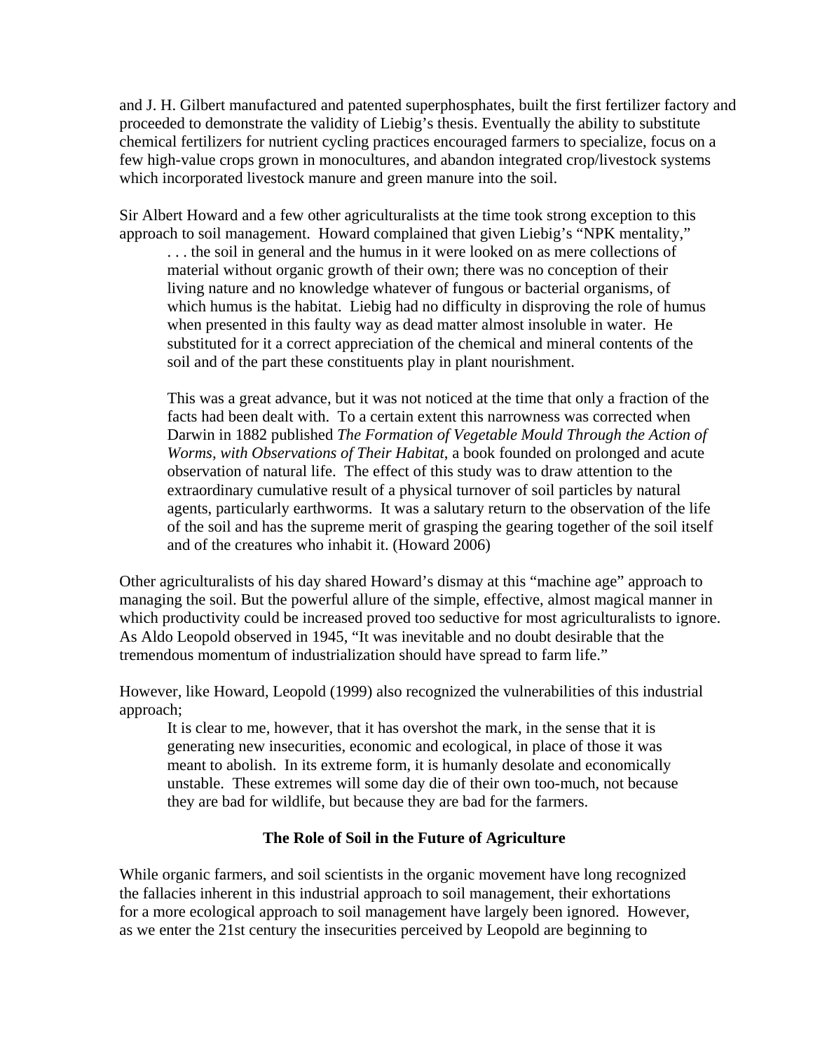and J. H. Gilbert manufactured and patented superphosphates, built the first fertilizer factory and proceeded to demonstrate the validity of Liebig's thesis. Eventually the ability to substitute chemical fertilizers for nutrient cycling practices encouraged farmers to specialize, focus on a few high-value crops grown in monocultures, and abandon integrated crop/livestock systems which incorporated livestock manure and green manure into the soil.

Sir Albert Howard and a few other agriculturalists at the time took strong exception to this approach to soil management. Howard complained that given Liebig's "NPK mentality,"

> . . . the soil in general and the humus in it were looked on as mere collections of material without organic growth of their own; there was no conception of their living nature and no knowledge whatever of fungous or bacterial organisms, of which humus is the habitat. Liebig had no difficulty in disproving the role of humus when presented in this faulty way as dead matter almost insoluble in water. He substituted for it a correct appreciation of the chemical and mineral contents of the soil and of the part these constituents play in plant nourishment.
>
> This was a great advance, but it was not noticed at the time that only a fraction of the facts had been dealt with. To a certain extent this narrowness was corrected when Darwin in 1882 published *The Formation of Vegetable Mould Through the Action of Worms, with Observations of Their Habitat*, a book founded on prolonged and acute observation of natural life. The effect of this study was to draw attention to the extraordinary cumulative result of a physical turnover of soil particles by natural agents, particularly earthworms. It was a salutary return to the observation of the life of the soil and has the supreme merit of grasping the gearing together of the soil itself and of the creatures who inhabit it. (Howard 2006)

Other agriculturalists of his day shared Howard's dismay at this "machine age" approach to managing the soil. But the powerful allure of the simple, effective, almost magical manner in which productivity could be increased proved too seductive for most agriculturalists to ignore. As Aldo Leopold observed in 1945, "It was inevitable and no doubt desirable that the tremendous momentum of industrialization should have spread to farm life."

However, like Howard, Leopold (1999) also recognized the vulnerabilities of this industrial approach;

> It is clear to me, however, that it has overshot the mark, in the sense that it is generating new insecurities, economic and ecological, in place of those it was meant to abolish. In its extreme form, it is humanly desolate and economically unstable. These extremes will some day die of their own too-much, not because they are bad for wildlife, but because they are bad for the farmers.

## The Role of Soil in the Future of Agriculture

While organic farmers, and soil scientists in the organic movement have long recognized the fallacies inherent in this industrial approach to soil management, their exhortations for a more ecological approach to soil management have largely been ignored. However, as we enter the 21st century the insecurities perceived by Leopold are beginning to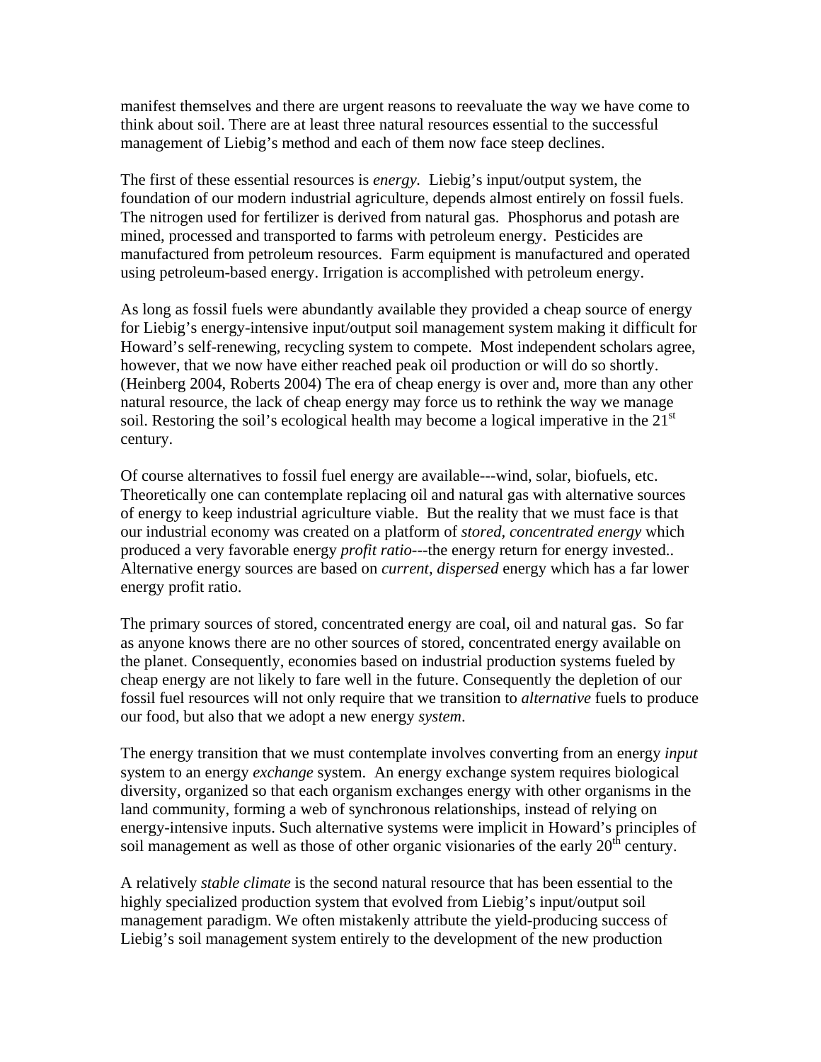manifest themselves and there are urgent reasons to reevaluate the way we have come to think about soil. There are at least three natural resources essential to the successful management of Liebig's method and each of them now face steep declines.

The first of these essential resources is *energy.* Liebig's input/output system, the foundation of our modern industrial agriculture, depends almost entirely on fossil fuels. The nitrogen used for fertilizer is derived from natural gas. Phosphorus and potash are mined, processed and transported to farms with petroleum energy. Pesticides are manufactured from petroleum resources. Farm equipment is manufactured and operated using petroleum-based energy. Irrigation is accomplished with petroleum energy.

As long as fossil fuels were abundantly available they provided a cheap source of energy for Liebig's energy-intensive input/output soil management system making it difficult for Howard's self-renewing, recycling system to compete. Most independent scholars agree, however, that we now have either reached peak oil production or will do so shortly. (Heinberg 2004, Roberts 2004) The era of cheap energy is over and, more than any other natural resource, the lack of cheap energy may force us to rethink the way we manage soil. Restoring the soil's ecological health may become a logical imperative in the 21st century.

Of course alternatives to fossil fuel energy are available---wind, solar, biofuels, etc. Theoretically one can contemplate replacing oil and natural gas with alternative sources of energy to keep industrial agriculture viable. But the reality that we must face is that our industrial economy was created on a platform of *stored, concentrated energy* which produced a very favorable energy *profit ratio*---the energy return for energy invested.. Alternative energy sources are based on *current, dispersed* energy which has a far lower energy profit ratio.

The primary sources of stored, concentrated energy are coal, oil and natural gas. So far as anyone knows there are no other sources of stored, concentrated energy available on the planet. Consequently, economies based on industrial production systems fueled by cheap energy are not likely to fare well in the future. Consequently the depletion of our fossil fuel resources will not only require that we transition to *alternative* fuels to produce our food, but also that we adopt a new energy *system*.

The energy transition that we must contemplate involves converting from an energy *input* system to an energy *exchange* system. An energy exchange system requires biological diversity, organized so that each organism exchanges energy with other organisms in the land community, forming a web of synchronous relationships, instead of relying on energy-intensive inputs. Such alternative systems were implicit in Howard's principles of soil management as well as those of other organic visionaries of the early 20th century.

A relatively *stable climate* is the second natural resource that has been essential to the highly specialized production system that evolved from Liebig's input/output soil management paradigm. We often mistakenly attribute the yield-producing success of Liebig's soil management system entirely to the development of the new production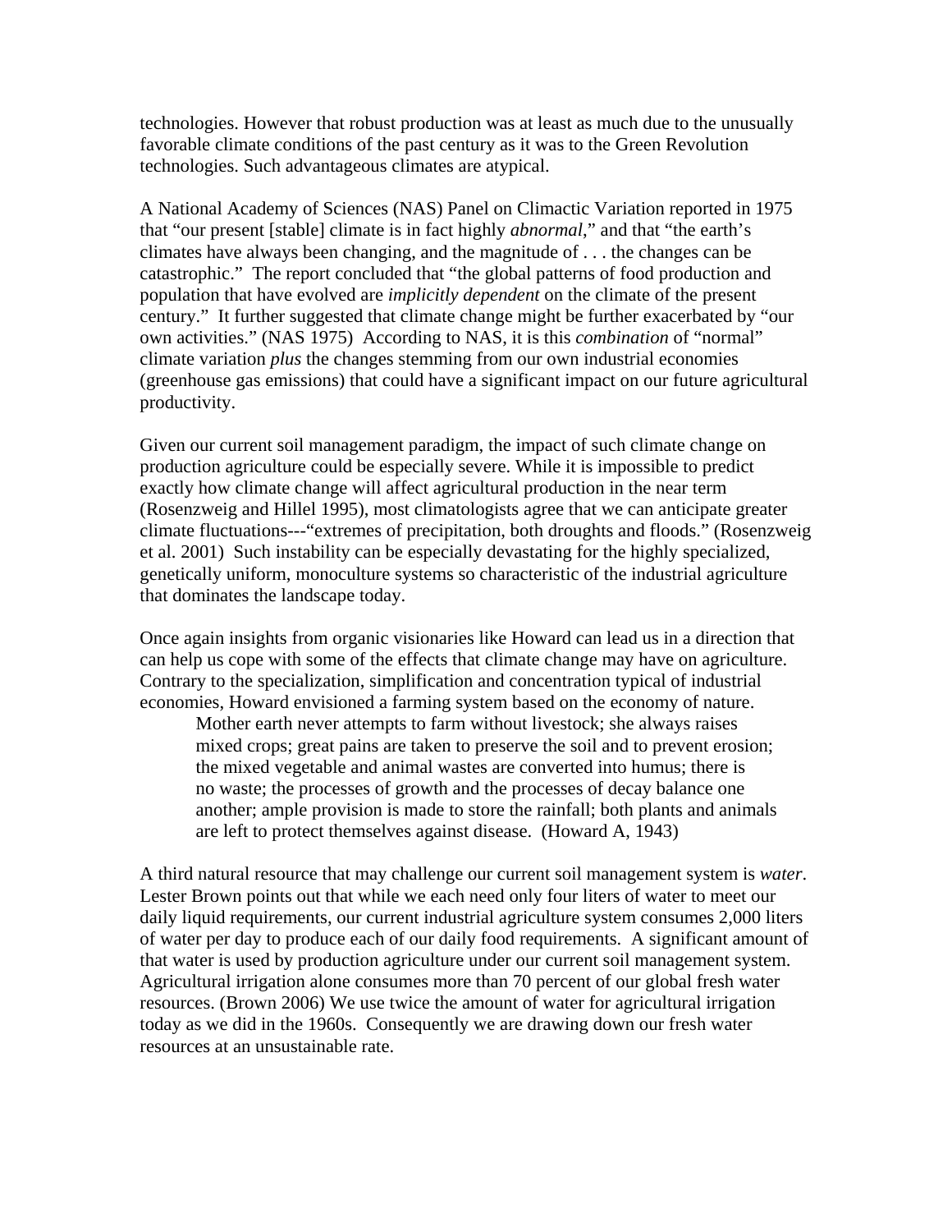technologies. However that robust production was at least as much due to the unusually favorable climate conditions of the past century as it was to the Green Revolution technologies. Such advantageous climates are atypical.

A National Academy of Sciences (NAS) Panel on Climactic Variation reported in 1975 that "our present [stable] climate is in fact highly *abnormal*," and that "the earth's climates have always been changing, and the magnitude of . . . the changes can be catastrophic." The report concluded that "the global patterns of food production and population that have evolved are *implicitly dependent* on the climate of the present century." It further suggested that climate change might be further exacerbated by "our own activities." (NAS 1975) According to NAS, it is this *combination* of "normal" climate variation *plus* the changes stemming from our own industrial economies (greenhouse gas emissions) that could have a significant impact on our future agricultural productivity.

Given our current soil management paradigm, the impact of such climate change on production agriculture could be especially severe. While it is impossible to predict exactly how climate change will affect agricultural production in the near term (Rosenzweig and Hillel 1995), most climatologists agree that we can anticipate greater climate fluctuations---"extremes of precipitation, both droughts and floods." (Rosenzweig et al. 2001) Such instability can be especially devastating for the highly specialized, genetically uniform, monoculture systems so characteristic of the industrial agriculture that dominates the landscape today.

Once again insights from organic visionaries like Howard can lead us in a direction that can help us cope with some of the effects that climate change may have on agriculture. Contrary to the specialization, simplification and concentration typical of industrial economies, Howard envisioned a farming system based on the economy of nature.

> Mother earth never attempts to farm without livestock; she always raises mixed crops; great pains are taken to preserve the soil and to prevent erosion; the mixed vegetable and animal wastes are converted into humus; there is no waste; the processes of growth and the processes of decay balance one another; ample provision is made to store the rainfall; both plants and animals are left to protect themselves against disease. (Howard A, 1943)

A third natural resource that may challenge our current soil management system is *water*. Lester Brown points out that while we each need only four liters of water to meet our daily liquid requirements, our current industrial agriculture system consumes 2,000 liters of water per day to produce each of our daily food requirements. A significant amount of that water is used by production agriculture under our current soil management system. Agricultural irrigation alone consumes more than 70 percent of our global fresh water resources. (Brown 2006) We use twice the amount of water for agricultural irrigation today as we did in the 1960s. Consequently we are drawing down our fresh water resources at an unsustainable rate.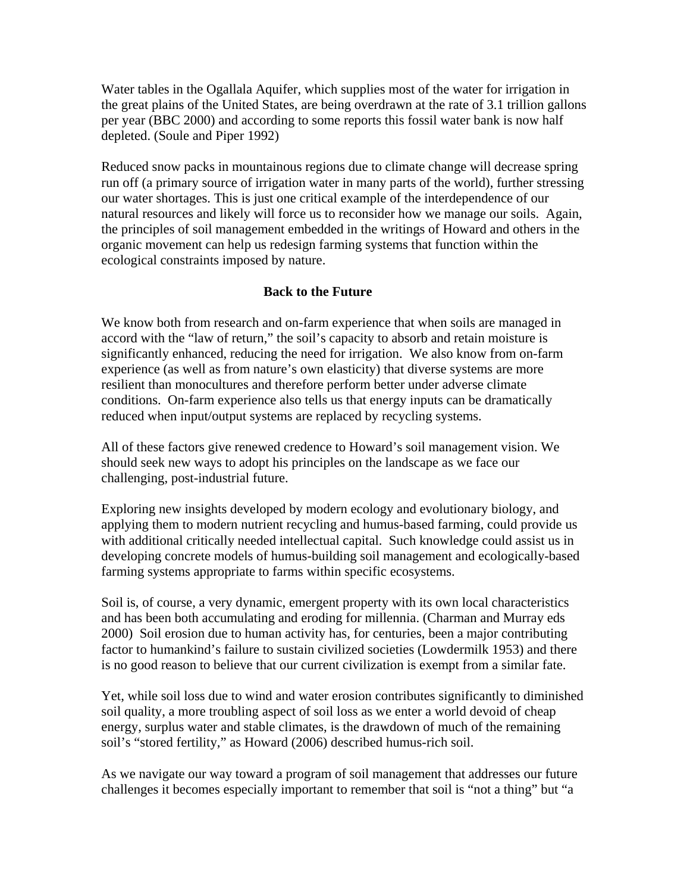Water tables in the Ogallala Aquifer, which supplies most of the water for irrigation in the great plains of the United States, are being overdrawn at the rate of 3.1 trillion gallons per year (BBC 2000) and according to some reports this fossil water bank is now half depleted. (Soule and Piper 1992)

Reduced snow packs in mountainous regions due to climate change will decrease spring run off (a primary source of irrigation water in many parts of the world), further stressing our water shortages. This is just one critical example of the interdependence of our natural resources and likely will force us to reconsider how we manage our soils. Again, the principles of soil management embedded in the writings of Howard and others in the organic movement can help us redesign farming systems that function within the ecological constraints imposed by nature.

## Back to the Future

We know both from research and on-farm experience that when soils are managed in accord with the "law of return," the soil's capacity to absorb and retain moisture is significantly enhanced, reducing the need for irrigation. We also know from on-farm experience (as well as from nature's own elasticity) that diverse systems are more resilient than monocultures and therefore perform better under adverse climate conditions. On-farm experience also tells us that energy inputs can be dramatically reduced when input/output systems are replaced by recycling systems.

All of these factors give renewed credence to Howard's soil management vision. We should seek new ways to adopt his principles on the landscape as we face our challenging, post-industrial future.

Exploring new insights developed by modern ecology and evolutionary biology, and applying them to modern nutrient recycling and humus-based farming, could provide us with additional critically needed intellectual capital. Such knowledge could assist us in developing concrete models of humus-building soil management and ecologically-based farming systems appropriate to farms within specific ecosystems.

Soil is, of course, a very dynamic, emergent property with its own local characteristics and has been both accumulating and eroding for millennia. (Charman and Murray eds 2000) Soil erosion due to human activity has, for centuries, been a major contributing factor to humankind's failure to sustain civilized societies (Lowdermilk 1953) and there is no good reason to believe that our current civilization is exempt from a similar fate.

Yet, while soil loss due to wind and water erosion contributes significantly to diminished soil quality, a more troubling aspect of soil loss as we enter a world devoid of cheap energy, surplus water and stable climates, is the drawdown of much of the remaining soil's "stored fertility," as Howard (2006) described humus-rich soil.

As we navigate our way toward a program of soil management that addresses our future challenges it becomes especially important to remember that soil is "not a thing" but "a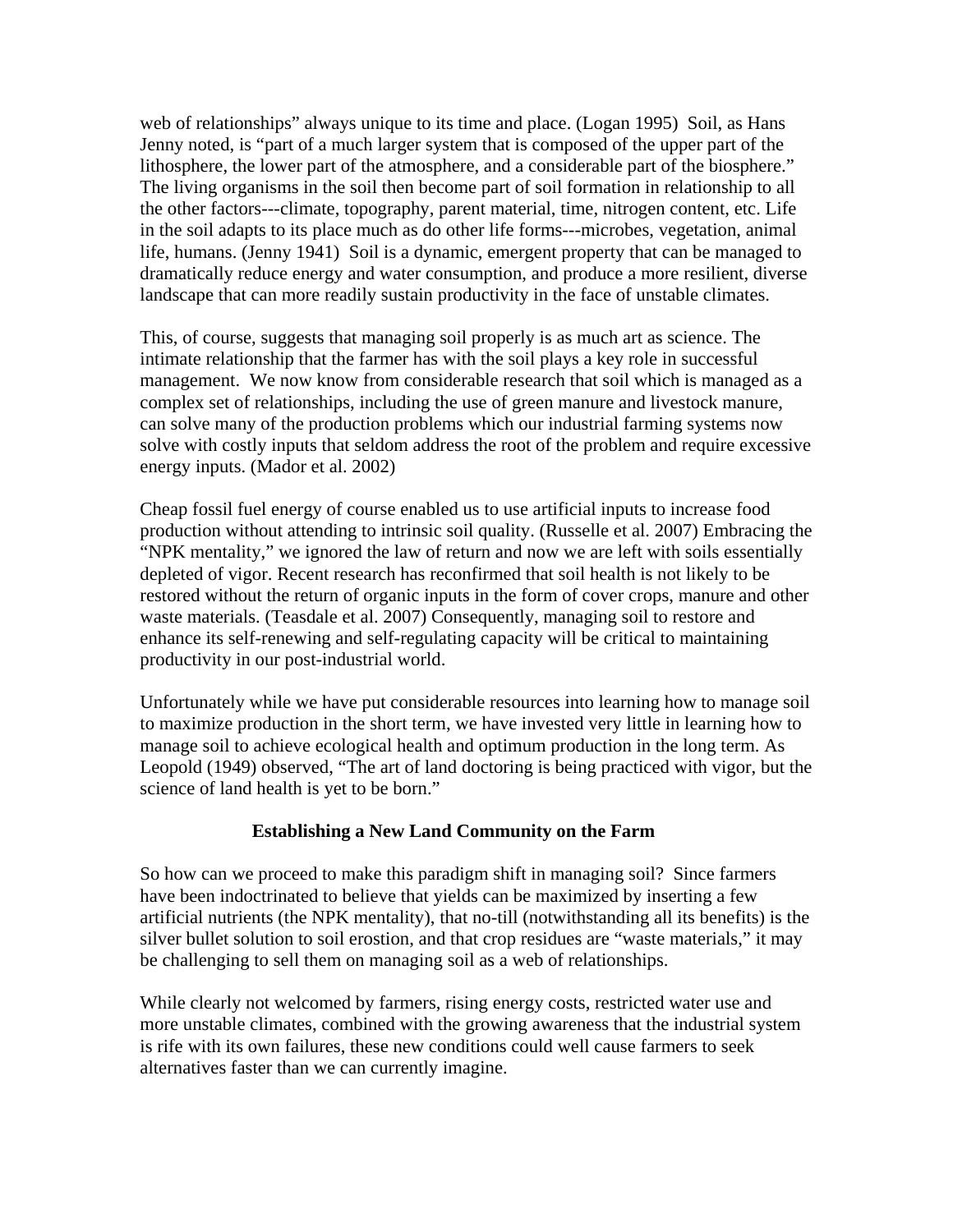web of relationships" always unique to its time and place. (Logan 1995) Soil, as Hans Jenny noted, is "part of a much larger system that is composed of the upper part of the lithosphere, the lower part of the atmosphere, and a considerable part of the biosphere." The living organisms in the soil then become part of soil formation in relationship to all the other factors---climate, topography, parent material, time, nitrogen content, etc. Life in the soil adapts to its place much as do other life forms---microbes, vegetation, animal life, humans. (Jenny 1941) Soil is a dynamic, emergent property that can be managed to dramatically reduce energy and water consumption, and produce a more resilient, diverse landscape that can more readily sustain productivity in the face of unstable climates.

This, of course, suggests that managing soil properly is as much art as science. The intimate relationship that the farmer has with the soil plays a key role in successful management. We now know from considerable research that soil which is managed as a complex set of relationships, including the use of green manure and livestock manure, can solve many of the production problems which our industrial farming systems now solve with costly inputs that seldom address the root of the problem and require excessive energy inputs. (Mador et al. 2002)

Cheap fossil fuel energy of course enabled us to use artificial inputs to increase food production without attending to intrinsic soil quality. (Russelle et al. 2007) Embracing the "NPK mentality," we ignored the law of return and now we are left with soils essentially depleted of vigor. Recent research has reconfirmed that soil health is not likely to be restored without the return of organic inputs in the form of cover crops, manure and other waste materials. (Teasdale et al. 2007) Consequently, managing soil to restore and enhance its self-renewing and self-regulating capacity will be critical to maintaining productivity in our post-industrial world.

Unfortunately while we have put considerable resources into learning how to manage soil to maximize production in the short term, we have invested very little in learning how to manage soil to achieve ecological health and optimum production in the long term. As Leopold (1949) observed, "The art of land doctoring is being practiced with vigor, but the science of land health is yet to be born."

## Establishing a New Land Community on the Farm

So how can we proceed to make this paradigm shift in managing soil? Since farmers have been indoctrinated to believe that yields can be maximized by inserting a few artificial nutrients (the NPK mentality), that no-till (notwithstanding all its benefits) is the silver bullet solution to soil erostion, and that crop residues are "waste materials," it may be challenging to sell them on managing soil as a web of relationships.

While clearly not welcomed by farmers, rising energy costs, restricted water use and more unstable climates, combined with the growing awareness that the industrial system is rife with its own failures, these new conditions could well cause farmers to seek alternatives faster than we can currently imagine.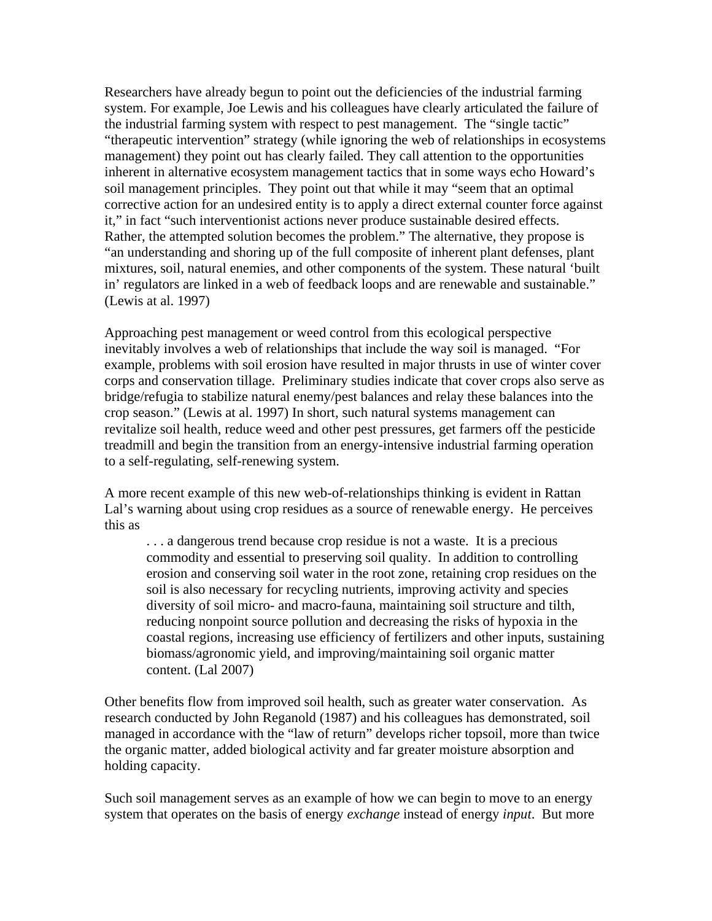Researchers have already begun to point out the deficiencies of the industrial farming system. For example, Joe Lewis and his colleagues have clearly articulated the failure of the industrial farming system with respect to pest management. The "single tactic" "therapeutic intervention" strategy (while ignoring the web of relationships in ecosystems management) they point out has clearly failed. They call attention to the opportunities inherent in alternative ecosystem management tactics that in some ways echo Howard's soil management principles. They point out that while it may "seem that an optimal corrective action for an undesired entity is to apply a direct external counter force against it," in fact "such interventionist actions never produce sustainable desired effects. Rather, the attempted solution becomes the problem." The alternative, they propose is "an understanding and shoring up of the full composite of inherent plant defenses, plant mixtures, soil, natural enemies, and other components of the system. These natural 'built in' regulators are linked in a web of feedback loops and are renewable and sustainable." (Lewis at al. 1997)

Approaching pest management or weed control from this ecological perspective inevitably involves a web of relationships that include the way soil is managed. "For example, problems with soil erosion have resulted in major thrusts in use of winter cover corps and conservation tillage. Preliminary studies indicate that cover crops also serve as bridge/refugia to stabilize natural enemy/pest balances and relay these balances into the crop season." (Lewis at al. 1997) In short, such natural systems management can revitalize soil health, reduce weed and other pest pressures, get farmers off the pesticide treadmill and begin the transition from an energy-intensive industrial farming operation to a self-regulating, self-renewing system.

A more recent example of this new web-of-relationships thinking is evident in Rattan Lal's warning about using crop residues as a source of renewable energy. He perceives this as

> . . . a dangerous trend because crop residue is not a waste. It is a precious commodity and essential to preserving soil quality. In addition to controlling erosion and conserving soil water in the root zone, retaining crop residues on the soil is also necessary for recycling nutrients, improving activity and species diversity of soil micro- and macro-fauna, maintaining soil structure and tilth, reducing nonpoint source pollution and decreasing the risks of hypoxia in the coastal regions, increasing use efficiency of fertilizers and other inputs, sustaining biomass/agronomic yield, and improving/maintaining soil organic matter content. (Lal 2007)

Other benefits flow from improved soil health, such as greater water conservation. As research conducted by John Reganold (1987) and his colleagues has demonstrated, soil managed in accordance with the "law of return" develops richer topsoil, more than twice the organic matter, added biological activity and far greater moisture absorption and holding capacity.

Such soil management serves as an example of how we can begin to move to an energy system that operates on the basis of energy *exchange* instead of energy *input*. But more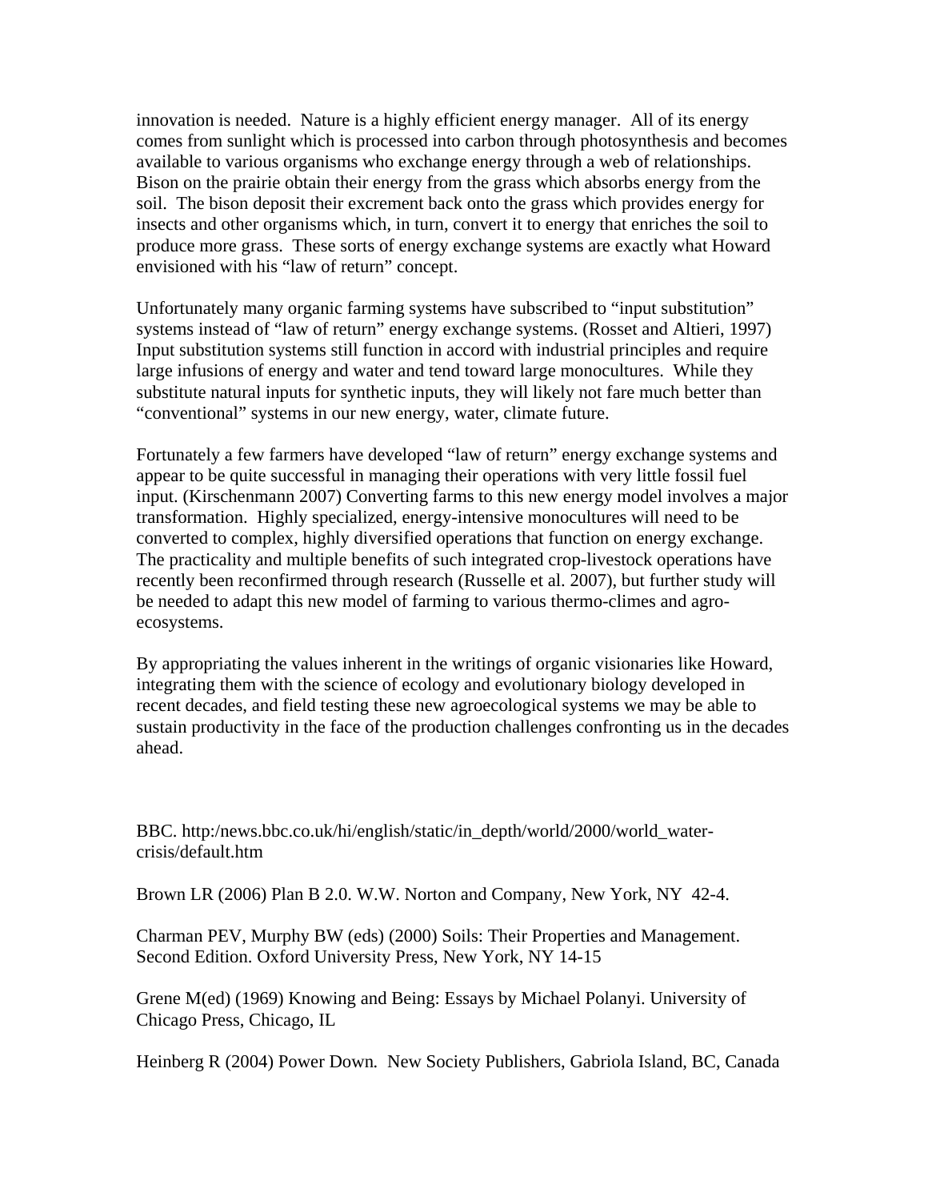innovation is needed. Nature is a highly efficient energy manager. All of its energy comes from sunlight which is processed into carbon through photosynthesis and becomes available to various organisms who exchange energy through a web of relationships. Bison on the prairie obtain their energy from the grass which absorbs energy from the soil. The bison deposit their excrement back onto the grass which provides energy for insects and other organisms which, in turn, convert it to energy that enriches the soil to produce more grass. These sorts of energy exchange systems are exactly what Howard envisioned with his "law of return" concept.

Unfortunately many organic farming systems have subscribed to "input substitution" systems instead of "law of return" energy exchange systems. (Rosset and Altieri, 1997) Input substitution systems still function in accord with industrial principles and require large infusions of energy and water and tend toward large monocultures. While they substitute natural inputs for synthetic inputs, they will likely not fare much better than "conventional" systems in our new energy, water, climate future.

Fortunately a few farmers have developed "law of return" energy exchange systems and appear to be quite successful in managing their operations with very little fossil fuel input. (Kirschenmann 2007) Converting farms to this new energy model involves a major transformation. Highly specialized, energy-intensive monocultures will need to be converted to complex, highly diversified operations that function on energy exchange. The practicality and multiple benefits of such integrated crop-livestock operations have recently been reconfirmed through research (Russelle et al. 2007), but further study will be needed to adapt this new model of farming to various thermo-climes and agro-ecosystems.

By appropriating the values inherent in the writings of organic visionaries like Howard, integrating them with the science of ecology and evolutionary biology developed in recent decades, and field testing these new agroecological systems we may be able to sustain productivity in the face of the production challenges confronting us in the decades ahead.

BBC. http:/news.bbc.co.uk/hi/english/static/in_depth/world/2000/world_water-crisis/default.htm

Brown LR (2006) Plan B 2.0. W.W. Norton and Company, New York, NY 42-4.

Charman PEV, Murphy BW (eds) (2000) Soils: Their Properties and Management. Second Edition. Oxford University Press, New York, NY 14-15

Grene M(ed) (1969) Knowing and Being: Essays by Michael Polanyi. University of Chicago Press, Chicago, IL

Heinberg R (2004) Power Down. New Society Publishers, Gabriola Island, BC, Canada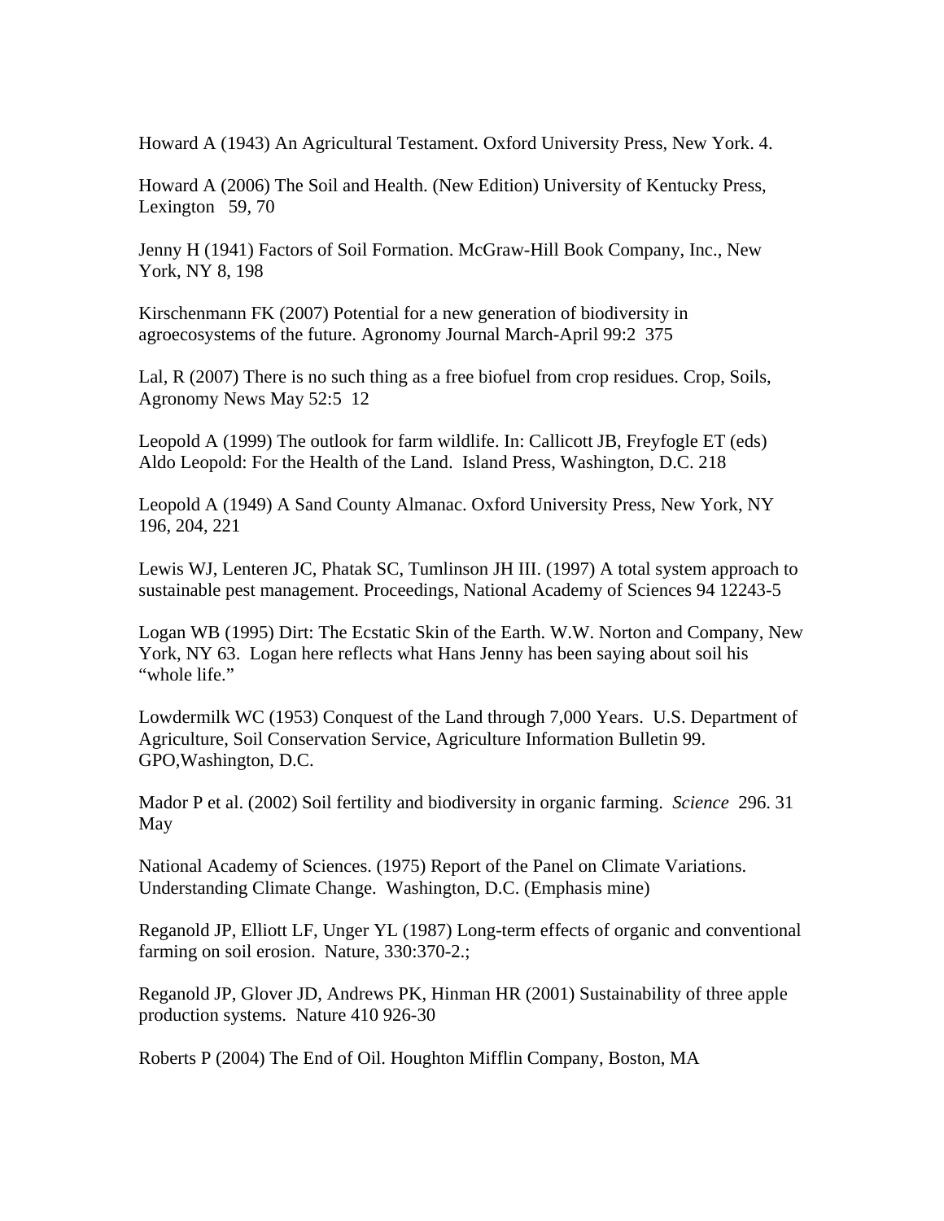Howard A (1943) An Agricultural Testament. Oxford University Press, New York. 4.

Howard A (2006) The Soil and Health. (New Edition) University of Kentucky Press, Lexington 59, 70

Jenny H (1941) Factors of Soil Formation. McGraw-Hill Book Company, Inc., New York, NY 8, 198

Kirschenmann FK (2007) Potential for a new generation of biodiversity in agroecosystems of the future. Agronomy Journal March-April 99:2 375

Lal, R (2007) There is no such thing as a free biofuel from crop residues. Crop, Soils, Agronomy News May 52:5 12

Leopold A (1999) The outlook for farm wildlife. In: Callicott JB, Freyfogle ET (eds) Aldo Leopold: For the Health of the Land. Island Press, Washington, D.C. 218

Leopold A (1949) A Sand County Almanac. Oxford University Press, New York, NY 196, 204, 221

Lewis WJ, Lenteren JC, Phatak SC, Tumlinson JH III. (1997) A total system approach to sustainable pest management. Proceedings, National Academy of Sciences 94 12243-5

Logan WB (1995) Dirt: The Ecstatic Skin of the Earth. W.W. Norton and Company, New York, NY 63. Logan here reflects what Hans Jenny has been saying about soil his "whole life."

Lowdermilk WC (1953) Conquest of the Land through 7,000 Years. U.S. Department of Agriculture, Soil Conservation Service, Agriculture Information Bulletin 99. GPO,Washington, D.C.

Mador P et al. (2002) Soil fertility and biodiversity in organic farming. *Science* 296. 31 May

National Academy of Sciences. (1975) Report of the Panel on Climate Variations. Understanding Climate Change. Washington, D.C. (Emphasis mine)

Reganold JP, Elliott LF, Unger YL (1987) Long-term effects of organic and conventional farming on soil erosion. Nature, 330:370-2.;

Reganold JP, Glover JD, Andrews PK, Hinman HR (2001) Sustainability of three apple production systems. Nature 410 926-30

Roberts P (2004) The End of Oil. Houghton Mifflin Company, Boston, MA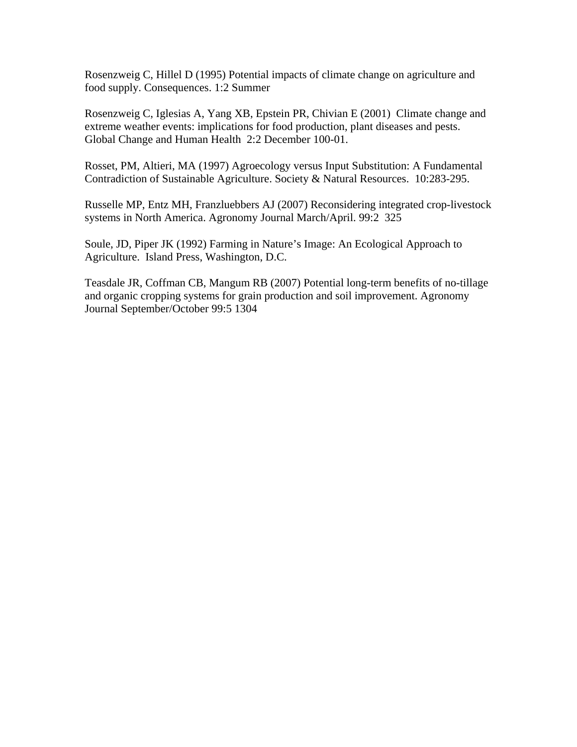Rosenzweig C, Hillel D (1995) Potential impacts of climate change on agriculture and food supply. Consequences. 1:2 Summer

Rosenzweig C, Iglesias A, Yang XB, Epstein PR, Chivian E (2001) Climate change and extreme weather events: implications for food production, plant diseases and pests. Global Change and Human Health 2:2 December 100-01.

Rosset, PM, Altieri, MA (1997) Agroecology versus Input Substitution: A Fundamental Contradiction of Sustainable Agriculture. Society & Natural Resources. 10:283-295.

Russelle MP, Entz MH, Franzluebbers AJ (2007) Reconsidering integrated crop-livestock systems in North America. Agronomy Journal March/April. 99:2 325

Soule, JD, Piper JK (1992) Farming in Nature's Image: An Ecological Approach to Agriculture. Island Press, Washington, D.C.

Teasdale JR, Coffman CB, Mangum RB (2007) Potential long-term benefits of no-tillage and organic cropping systems for grain production and soil improvement. Agronomy Journal September/October 99:5 1304